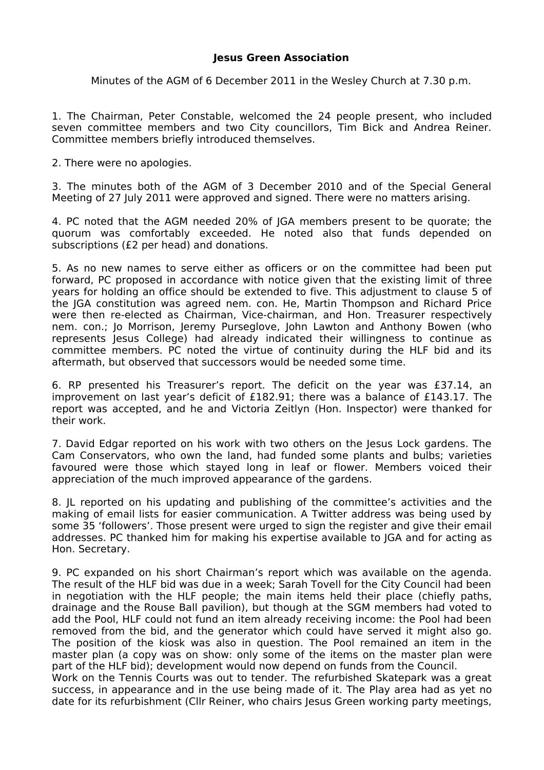**Jesus Green Association**

Minutes of the AGM of 6 December 2011 in the Wesley Church at 7.30 p.m.

1. The Chairman, Peter Constable, welcomed the 24 people present, who included seven committee members and two City councillors, Tim Bick and Andrea Reiner. Committee members briefly introduced themselves.

2. There were no apologies.

3. The minutes both of the AGM of 3 December 2010 and of the Special General Meeting of 27 July 2011 were approved and signed. There were no matters arising.

4. PC noted that the AGM needed 20% of JGA members present to be quorate; the quorum was comfortably exceeded. He noted also that funds depended on subscriptions (£2 per head) and donations.

5. As no new names to serve either as officers or on the committee had been put forward, PC proposed in accordance with notice given that the existing limit of three years for holding an office should be extended to five. This adjustment to clause 5 of the JGA constitution was agreed nem. con. He, Martin Thompson and Richard Price were then re-elected as Chairman, Vice-chairman, and Hon. Treasurer respectively nem. con.; Jo Morrison, Jeremy Purseglove, John Lawton and Anthony Bowen (who represents Jesus College) had already indicated their willingness to continue as committee members. PC noted the virtue of continuity during the HLF bid and its aftermath, but observed that successors would be needed some time.

6. RP presented his Treasurer's report. The deficit on the year was £37.14, an improvement on last year's deficit of £182.91; there was a balance of £143.17. The report was accepted, and he and Victoria Zeitlyn (Hon. Inspector) were thanked for their work.

7. David Edgar reported on his work with two others on the Jesus Lock gardens. The Cam Conservators, who own the land, had funded some plants and bulbs; varieties favoured were those which stayed long in leaf or flower. Members voiced their appreciation of the much improved appearance of the gardens.

8. JL reported on his updating and publishing of the committee's activities and the making of email lists for easier communication. A Twitter address was being used by some 35 'followers'. Those present were urged to sign the register and give their email addresses. PC thanked him for making his expertise available to JGA and for acting as Hon. Secretary.

9. PC expanded on his short Chairman's report which was available on the agenda. The result of the HLF bid was due in a week; Sarah Tovell for the City Council had been in negotiation with the HLF people; the main items held their place (chiefly paths, drainage and the Rouse Ball pavilion), but though at the SGM members had voted to add the Pool, HLF could not fund an item already receiving income: the Pool had been removed from the bid, and the generator which could have served it might also go. The position of the kiosk was also in question. The Pool remained an item in the master plan (a copy was on show: only some of the items on the master plan were part of the HLF bid); development would now depend on funds from the Council.
Work on the Tennis Courts was out to tender. The refurbished Skatepark was a great success, in appearance and in the use being made of it. The Play area had as yet no date for its refurbishment (Cllr Reiner, who chairs Jesus Green working party meetings,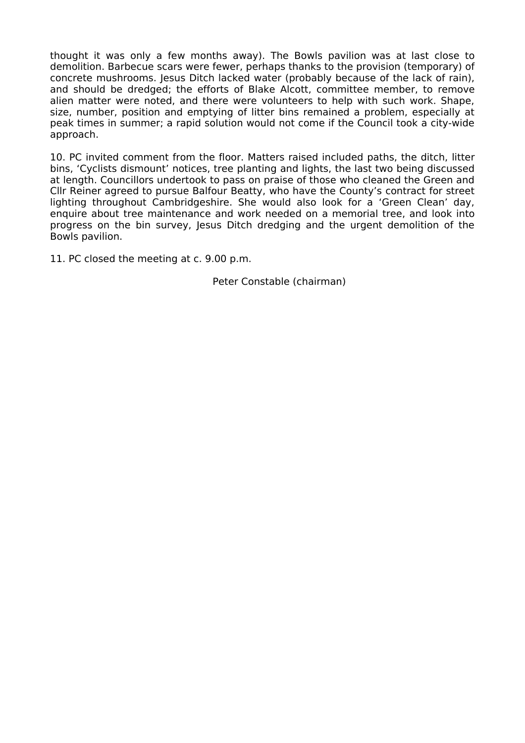thought it was only a few months away). The Bowls pavilion was at last close to demolition. Barbecue scars were fewer, perhaps thanks to the provision (temporary) of concrete mushrooms. Jesus Ditch lacked water (probably because of the lack of rain), and should be dredged; the efforts of Blake Alcott, committee member, to remove alien matter were noted, and there were volunteers to help with such work. Shape, size, number, position and emptying of litter bins remained a problem, especially at peak times in summer; a rapid solution would not come if the Council took a city-wide approach.

10. PC invited comment from the floor. Matters raised included paths, the ditch, litter bins, 'Cyclists dismount' notices, tree planting and lights, the last two being discussed at length. Councillors undertook to pass on praise of those who cleaned the Green and Cllr Reiner agreed to pursue Balfour Beatty, who have the County's contract for street lighting throughout Cambridgeshire. She would also look for a 'Green Clean' day, enquire about tree maintenance and work needed on a memorial tree, and look into progress on the bin survey, Jesus Ditch dredging and the urgent demolition of the Bowls pavilion.

11. PC closed the meeting at c. 9.00 p.m.

Peter Constable (chairman)